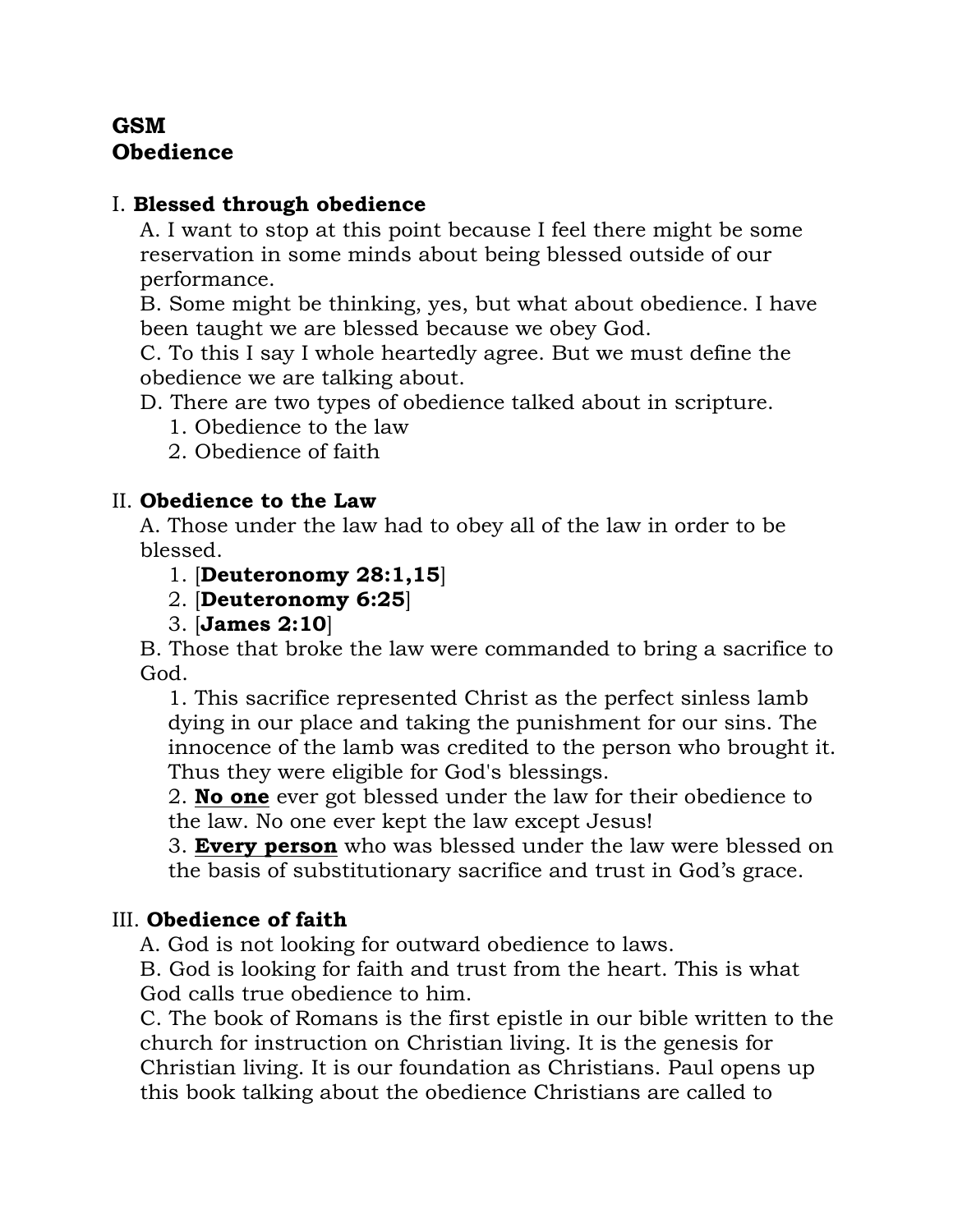**GSM**
**Obedience**

I. **Blessed through obedience**

A. I want to stop at this point because I feel there might be some reservation in some minds about being blessed outside of our performance.

B. Some might be thinking, yes, but what about obedience. I have been taught we are blessed because we obey God.

C. To this I say I whole heartedly agree. But we must define the obedience we are talking about.

D. There are two types of obedience talked about in scripture.

1. Obedience to the law
2. Obedience of faith

II. **Obedience to the Law**

A. Those under the law had to obey all of the law in order to be blessed.

1. [**Deuteronomy 28:1,15**]
2. [**Deuteronomy 6:25**]
3. [**James 2:10**]

B. Those that broke the law were commanded to bring a sacrifice to God.

1. This sacrifice represented Christ as the perfect sinless lamb dying in our place and taking the punishment for our sins. The innocence of the lamb was credited to the person who brought it. Thus they were eligible for God's blessings.
2. <u>**No one**</u> ever got blessed under the law for their obedience to the law. No one ever kept the law except Jesus!
3. <u>**Every person**</u> who was blessed under the law were blessed on the basis of substitutionary sacrifice and trust in God's grace.

III. **Obedience of faith**

A. God is not looking for outward obedience to laws.

B. God is looking for faith and trust from the heart. This is what God calls true obedience to him.

C. The book of Romans is the first epistle in our bible written to the church for instruction on Christian living. It is the genesis for Christian living. It is our foundation as Christians. Paul opens up this book talking about the obedience Christians are called to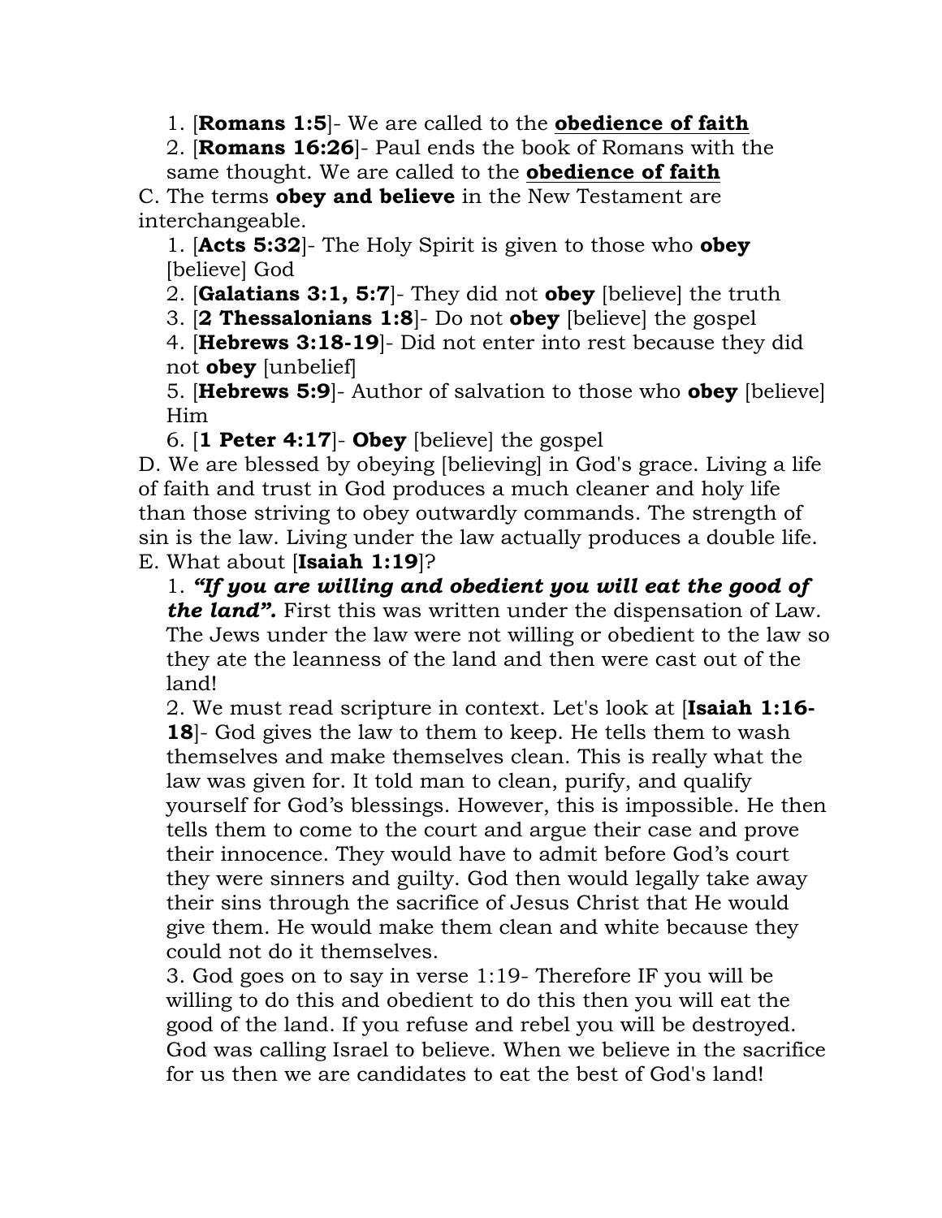1. [**Romans 1:5**]- We are called to the <u>**obedience of faith**</u>

2. [**Romans 16:26**]- Paul ends the book of Romans with the same thought. We are called to the <u>**obedience of faith**</u>

C. The terms **obey and believe** in the New Testament are interchangeable.

1. [**Acts 5:32**]- The Holy Spirit is given to those who **obey** [believe] God

2. [**Galatians 3:1, 5:7**]- They did not **obey** [believe] the truth

3. [**2 Thessalonians 1:8**]- Do not **obey** [believe] the gospel

4. [**Hebrews 3:18-19**]- Did not enter into rest because they did not **obey** [unbelief]

5. [**Hebrews 5:9**]- Author of salvation to those who **obey** [believe] Him

6. [**1 Peter 4:17**]- **Obey** [believe] the gospel

D. We are blessed by obeying [believing] in God's grace. Living a life of faith and trust in God produces a much cleaner and holy life than those striving to obey outwardly commands. The strength of sin is the law. Living under the law actually produces a double life.

E. What about [**Isaiah 1:19**]?

1. ***"If you are willing and obedient you will eat the good of the land".*** First this was written under the dispensation of Law. The Jews under the law were not willing or obedient to the law so they ate the leanness of the land and then were cast out of the land!

2. We must read scripture in context. Let's look at [**Isaiah 1:16-18**]- God gives the law to them to keep. He tells them to wash themselves and make themselves clean. This is really what the law was given for. It told man to clean, purify, and qualify yourself for God's blessings. However, this is impossible. He then tells them to come to the court and argue their case and prove their innocence. They would have to admit before God's court they were sinners and guilty. God then would legally take away their sins through the sacrifice of Jesus Christ that He would give them. He would make them clean and white because they could not do it themselves.

3. God goes on to say in verse 1:19- Therefore IF you will be willing to do this and obedient to do this then you will eat the good of the land. If you refuse and rebel you will be destroyed. God was calling Israel to believe. When we believe in the sacrifice for us then we are candidates to eat the best of God's land!